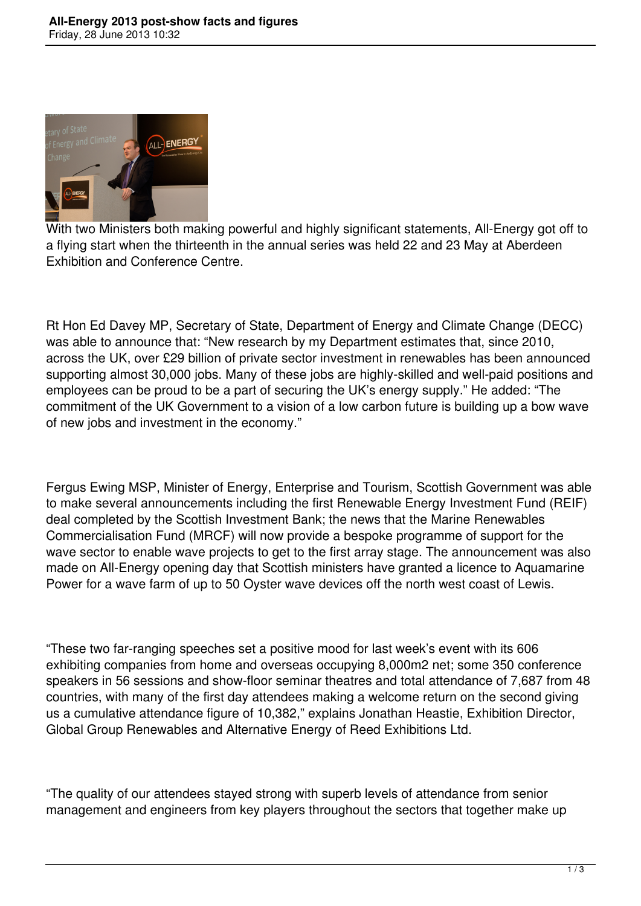# All-Energy 2013 post-show facts and figures

Friday, 28 June 2013 10:32

With two Ministers both making powerful and highly significant statements, All-Energy got off to a flying start when the thirteenth in the annual series was held 22 and 23 May at Aberdeen Exhibition and Conference Centre.

Rt Hon Ed Davey MP, Secretary of State, Department of Energy and Climate Change (DECC) was able to announce that: "New research by my Department estimates that, since 2010, across the UK, over £29 billion of private sector investment in renewables has been announced supporting almost 30,000 jobs. Many of these jobs are highly-skilled and well-paid positions and employees can be proud to be a part of securing the UK's energy supply." He added: "The commitment of the UK Government to a vision of a low carbon future is building up a bow wave of new jobs and investment in the economy."

Fergus Ewing MSP, Minister of Energy, Enterprise and Tourism, Scottish Government was able to make several announcements including the first Renewable Energy Investment Fund (REIF) deal completed by the Scottish Investment Bank; the news that the Marine Renewables Commercialisation Fund (MRCF) will now provide a bespoke programme of support for the wave sector to enable wave projects to get to the first array stage. The announcement was also made on All-Energy opening day that Scottish ministers have granted a licence to Aquamarine Power for a wave farm of up to 50 Oyster wave devices off the north west coast of Lewis.

"These two far-ranging speeches set a positive mood for last week's event with its 606 exhibiting companies from home and overseas occupying 8,000m2 net; some 350 conference speakers in 56 sessions and show-floor seminar theatres and total attendance of 7,687 from 48 countries, with many of the first day attendees making a welcome return on the second giving us a cumulative attendance figure of 10,382," explains Jonathan Heastie, Exhibition Director, Global Group Renewables and Alternative Energy of Reed Exhibitions Ltd.

"The quality of our attendees stayed strong with superb levels of attendance from senior management and engineers from key players throughout the sectors that together make up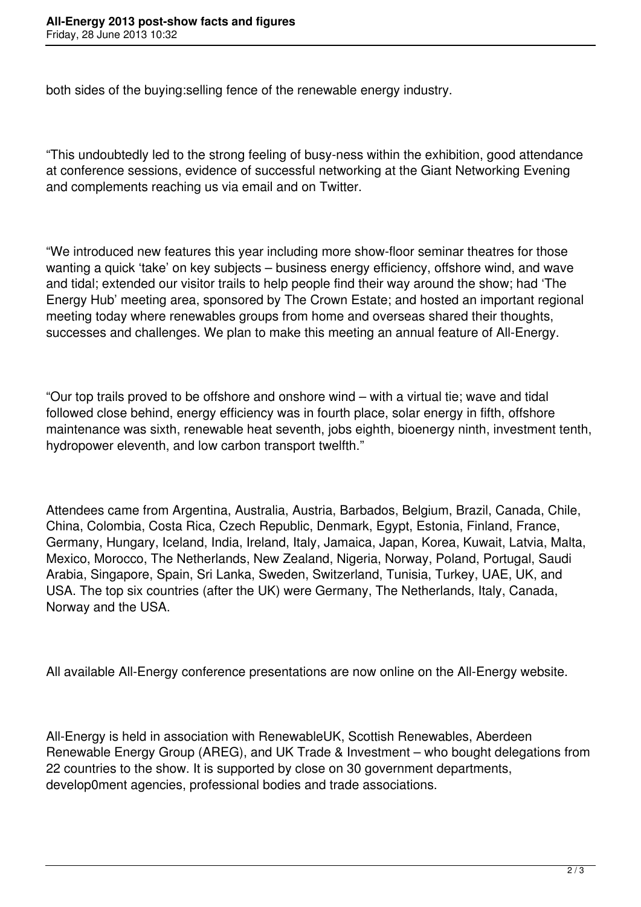both sides of the buying:selling fence of the renewable energy industry.

"This undoubtedly led to the strong feeling of busy-ness within the exhibition, good attendance at conference sessions, evidence of successful networking at the Giant Networking Evening and complements reaching us via email and on Twitter.

"We introduced new features this year including more show-floor seminar theatres for those wanting a quick 'take' on key subjects – business energy efficiency, offshore wind, and wave and tidal; extended our visitor trails to help people find their way around the show; had 'The Energy Hub' meeting area, sponsored by The Crown Estate; and hosted an important regional meeting today where renewables groups from home and overseas shared their thoughts, successes and challenges. We plan to make this meeting an annual feature of All-Energy.

"Our top trails proved to be offshore and onshore wind – with a virtual tie; wave and tidal followed close behind, energy efficiency was in fourth place, solar energy in fifth, offshore maintenance was sixth, renewable heat seventh, jobs eighth, bioenergy ninth, investment tenth, hydropower eleventh, and low carbon transport twelfth."

Attendees came from Argentina, Australia, Austria, Barbados, Belgium, Brazil, Canada, Chile, China, Colombia, Costa Rica, Czech Republic, Denmark, Egypt, Estonia, Finland, France, Germany, Hungary, Iceland, India, Ireland, Italy, Jamaica, Japan, Korea, Kuwait, Latvia, Malta, Mexico, Morocco, The Netherlands, New Zealand, Nigeria, Norway, Poland, Portugal, Saudi Arabia, Singapore, Spain, Sri Lanka, Sweden, Switzerland, Tunisia, Turkey, UAE, UK, and USA. The top six countries (after the UK) were Germany, The Netherlands, Italy, Canada, Norway and the USA.

All available All-Energy conference presentations are now online on the All-Energy website.

All-Energy is held in association with RenewableUK, Scottish Renewables, Aberdeen Renewable Energy Group (AREG), and UK Trade & Investment – who bought delegations from 22 countries to the show. It is supported by close on 30 government departments, develop0ment agencies, professional bodies and trade associations.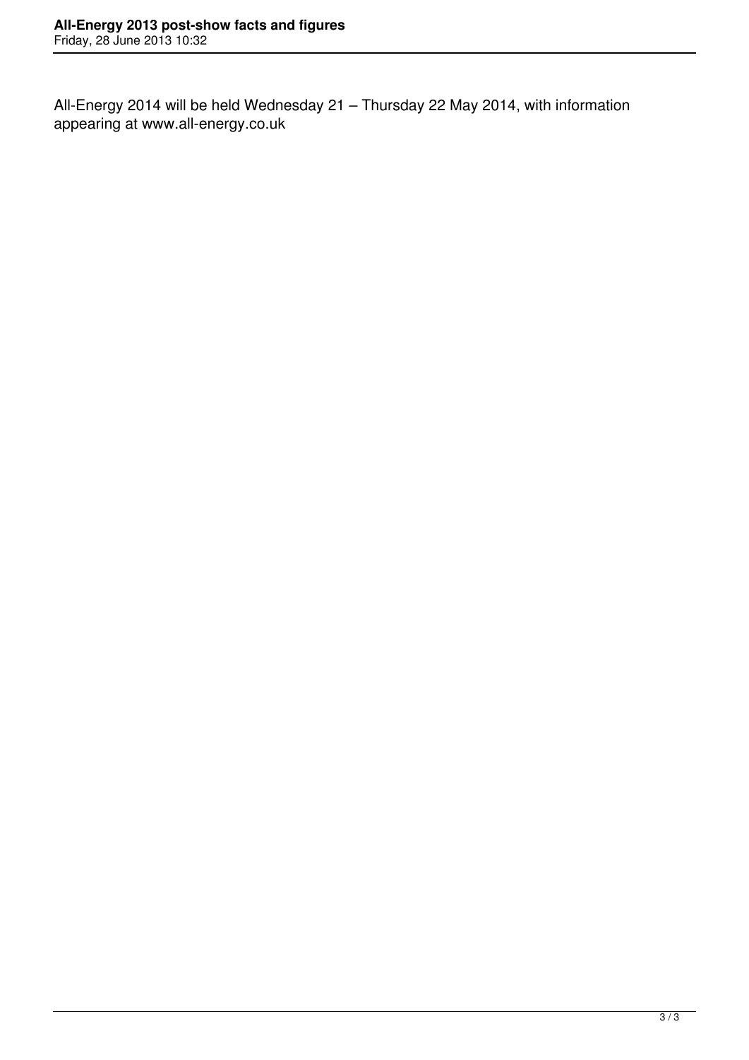All-Energy 2014 will be held Wednesday 21 – Thursday 22 May 2014, with information appearing at www.all-energy.co.uk